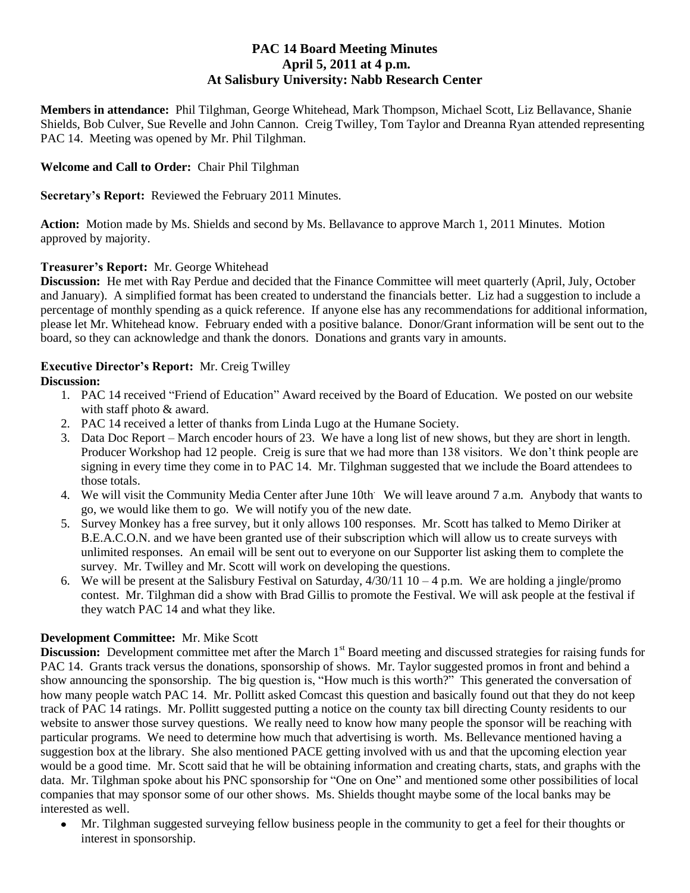# PAC 14 Board Meeting Minutes
## April 5, 2011 at 4 p.m.
## At Salisbury University: Nabb Research Center

**Members in attendance:** Phil Tilghman, George Whitehead, Mark Thompson, Michael Scott, Liz Bellavance, Shanie Shields, Bob Culver, Sue Revelle and John Cannon. Creig Twilley, Tom Taylor and Dreanna Ryan attended representing PAC 14. Meeting was opened by Mr. Phil Tilghman.

**Welcome and Call to Order:** Chair Phil Tilghman

**Secretary's Report:** Reviewed the February 2011 Minutes.

**Action:** Motion made by Ms. Shields and second by Ms. Bellavance to approve March 1, 2011 Minutes. Motion approved by majority.

**Treasurer's Report:** Mr. George Whitehead

**Discussion:** He met with Ray Perdue and decided that the Finance Committee will meet quarterly (April, July, October and January). A simplified format has been created to understand the financials better. Liz had a suggestion to include a percentage of monthly spending as a quick reference. If anyone else has any recommendations for additional information, please let Mr. Whitehead know. February ended with a positive balance. Donor/Grant information will be sent out to the board, so they can acknowledge and thank the donors. Donations and grants vary in amounts.

**Executive Director's Report:** Mr. Creig Twilley

**Discussion:**

1. PAC 14 received "Friend of Education" Award received by the Board of Education. We posted on our website with staff photo & award.
2. PAC 14 received a letter of thanks from Linda Lugo at the Humane Society.
3. Data Doc Report – March encoder hours of 23. We have a long list of new shows, but they are short in length. Producer Workshop had 12 people. Creig is sure that we had more than 138 visitors. We don't think people are signing in every time they come in to PAC 14. Mr. Tilghman suggested that we include the Board attendees to those totals.
4. We will visit the Community Media Center after June 10th. We will leave around 7 a.m. Anybody that wants to go, we would like them to go. We will notify you of the new date.
5. Survey Monkey has a free survey, but it only allows 100 responses. Mr. Scott has talked to Memo Diriker at B.E.A.C.O.N. and we have been granted use of their subscription which will allow us to create surveys with unlimited responses. An email will be sent out to everyone on our Supporter list asking them to complete the survey. Mr. Twilley and Mr. Scott will work on developing the questions.
6. We will be present at the Salisbury Festival on Saturday, 4/30/11 10 – 4 p.m. We are holding a jingle/promo contest. Mr. Tilghman did a show with Brad Gillis to promote the Festival. We will ask people at the festival if they watch PAC 14 and what they like.

**Development Committee:** Mr. Mike Scott

**Discussion:** Development committee met after the March 1st Board meeting and discussed strategies for raising funds for PAC 14. Grants track versus the donations, sponsorship of shows. Mr. Taylor suggested promos in front and behind a show announcing the sponsorship. The big question is, "How much is this worth?" This generated the conversation of how many people watch PAC 14. Mr. Pollitt asked Comcast this question and basically found out that they do not keep track of PAC 14 ratings. Mr. Pollitt suggested putting a notice on the county tax bill directing County residents to our website to answer those survey questions. We really need to know how many people the sponsor will be reaching with particular programs. We need to determine how much that advertising is worth. Ms. Bellavance mentioned having a suggestion box at the library. She also mentioned PACE getting involved with us and that the upcoming election year would be a good time. Mr. Scott said that he will be obtaining information and creating charts, stats, and graphs with the data. Mr. Tilghman spoke about his PNC sponsorship for "One on One" and mentioned some other possibilities of local companies that may sponsor some of our other shows. Ms. Shields thought maybe some of the local banks may be interested as well.

- Mr. Tilghman suggested surveying fellow business people in the community to get a feel for their thoughts or interest in sponsorship.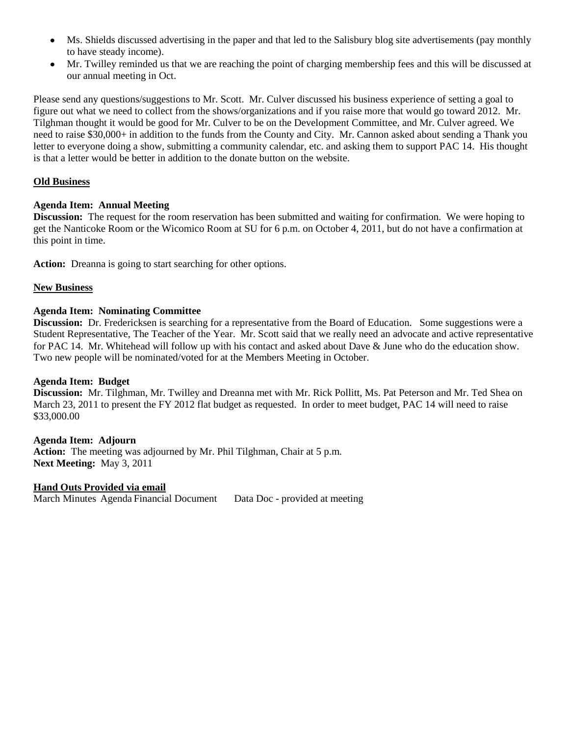- Ms. Shields discussed advertising in the paper and that led to the Salisbury blog site advertisements (pay monthly to have steady income).
- Mr. Twilley reminded us that we are reaching the point of charging membership fees and this will be discussed at our annual meeting in Oct.

Please send any questions/suggestions to Mr. Scott. Mr. Culver discussed his business experience of setting a goal to figure out what we need to collect from the shows/organizations and if you raise more that would go toward 2012. Mr. Tilghman thought it would be good for Mr. Culver to be on the Development Committee, and Mr. Culver agreed. We need to raise $30,000+ in addition to the funds from the County and City. Mr. Cannon asked about sending a Thank you letter to everyone doing a show, submitting a community calendar, etc. and asking them to support PAC 14. His thought is that a letter would be better in addition to the donate button on the website.

## Old Business

**Agenda Item: Annual Meeting**
**Discussion:** The request for the room reservation has been submitted and waiting for confirmation. We were hoping to get the Nanticoke Room or the Wicomico Room at SU for 6 p.m. on October 4, 2011, but do not have a confirmation at this point in time.

**Action:** Dreanna is going to start searching for other options.

## New Business

**Agenda Item: Nominating Committee**
**Discussion:** Dr. Fredericksen is searching for a representative from the Board of Education. Some suggestions were a Student Representative, The Teacher of the Year. Mr. Scott said that we really need an advocate and active representative for PAC 14. Mr. Whitehead will follow up with his contact and asked about Dave & June who do the education show. Two new people will be nominated/voted for at the Members Meeting in October.

**Agenda Item: Budget**
**Discussion:** Mr. Tilghman, Mr. Twilley and Dreanna met with Mr. Rick Pollitt, Ms. Pat Peterson and Mr. Ted Shea on March 23, 2011 to present the FY 2012 flat budget as requested. In order to meet budget, PAC 14 will need to raise $33,000.00

**Agenda Item: Adjourn**
**Action:** The meeting was adjourned by Mr. Phil Tilghman, Chair at 5 p.m.
**Next Meeting:** May 3, 2011

## Hand Outs Provided via email

March Minutes Agenda Financial Document Data Doc - provided at meeting